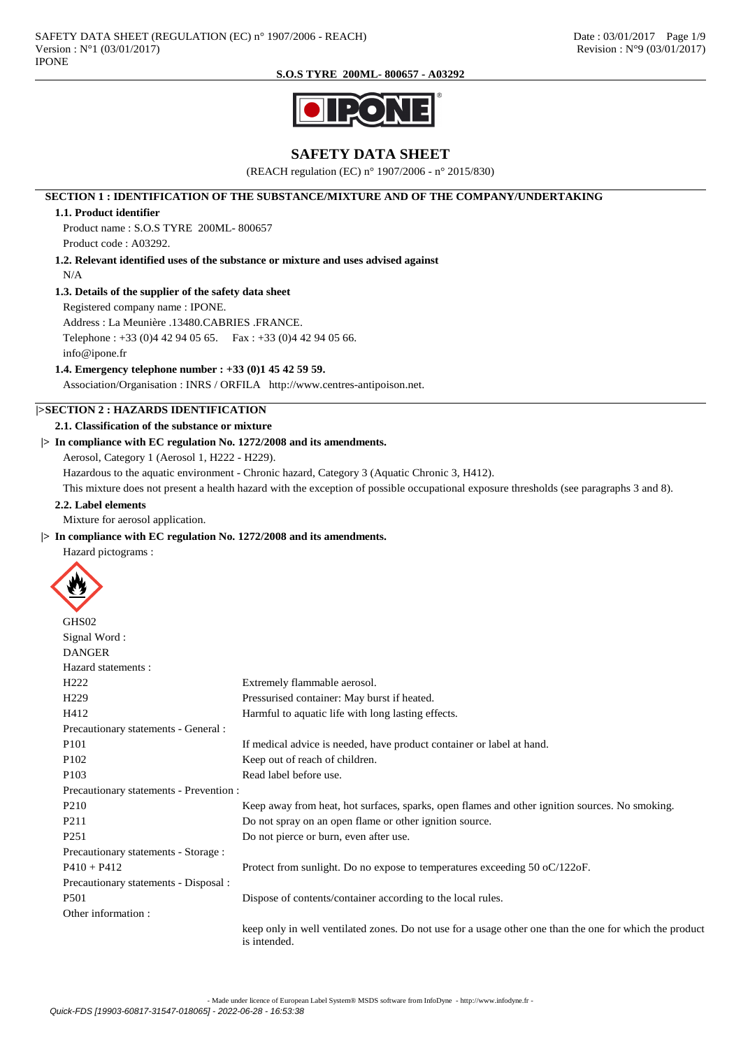# SAFETY DATA SHEET

(REACH regulation (EC) n° 1907/2006 - n° 2015/830)

## SECTION 1 : IDENTIFICATION OF THE SUBSTANCE/MIXTURE AND OF THE COMPANY/UNDERTAKING

### 1.1. Product identifier

Product name : S.O.S TYRE 200ML- 800657

Product code : A03292.

### 1.2. Relevant identified uses of the substance or mixture and uses advised against

N/A

### 1.3. Details of the supplier of the safety data sheet

Registered company name : IPONE.

Address : La Meunière .13480.CABRIES .FRANCE.

Telephone : +33 (0)4 42 94 05 65. Fax : +33 (0)4 42 94 05 66.

info@ipone.fr

### 1.4. Emergency telephone number : +33 (0)1 45 42 59 59.

Association/Organisation : INRS / ORFILA http://www.centres-antipoison.net.

## |>SECTION 2 : HAZARDS IDENTIFICATION

### 2.1. Classification of the substance or mixture

**|> In compliance with EC regulation No. 1272/2008 and its amendments.**

Aerosol, Category 1 (Aerosol 1, H222 - H229).

Hazardous to the aquatic environment - Chronic hazard, Category 3 (Aquatic Chronic 3, H412).

This mixture does not present a health hazard with the exception of possible occupational exposure thresholds (see paragraphs 3 and 8).

### 2.2. Label elements

Mixture for aerosol application.

**|> In compliance with EC regulation No. 1272/2008 and its amendments.**

Hazard pictograms :

GHS02

Signal Word :

DANGER

| | |
|---|---|
| Hazard statements : | |
| H222 | Extremely flammable aerosol. |
| H229 | Pressurised container: May burst if heated. |
| H412 | Harmful to aquatic life with long lasting effects. |
| Precautionary statements - General : | |
| P101 | If medical advice is needed, have product container or label at hand. |
| P102 | Keep out of reach of children. |
| P103 | Read label before use. |
| Precautionary statements - Prevention : | |
| P210 | Keep away from heat, hot surfaces, sparks, open flames and other ignition sources. No smoking. |
| P211 | Do not spray on an open flame or other ignition source. |
| P251 | Do not pierce or burn, even after use. |
| Precautionary statements - Storage : | |
| P410 + P412 | Protect from sunlight. Do no expose to temperatures exceeding 50 oC/122oF. |
| Precautionary statements - Disposal : | |
| P501 | Dispose of contents/container according to the local rules. |
| Other information : | |
| | keep only in well ventilated zones. Do not use for a usage other one than the one for which the product is intended. |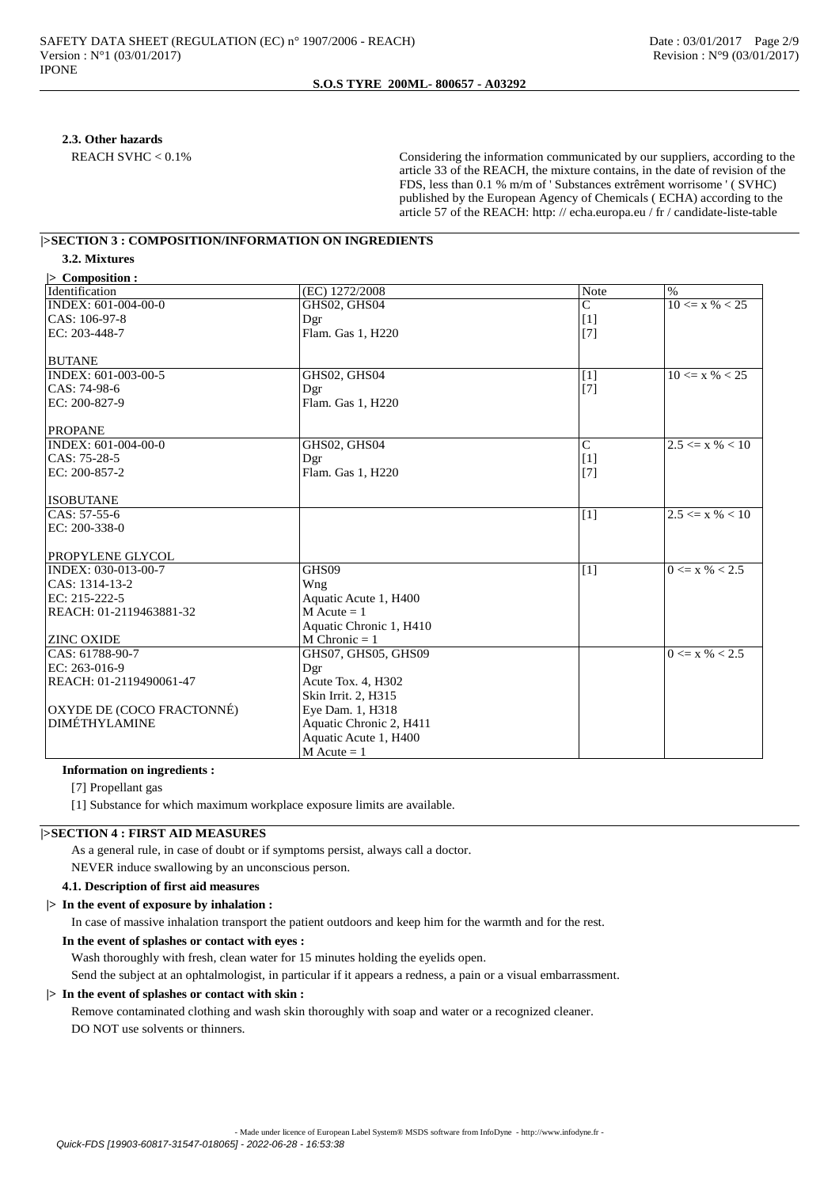### 2.3. Other hazards

REACH SVHC < 0.1%

Considering the information communicated by our suppliers, according to the article 33 of the REACH, the mixture contains, in the date of revision of the FDS, less than 0.1 % m/m of ' Substances extrêment worrisome ' ( SVHC) published by the European Agency of Chemicals ( ECHA) according to the article 57 of the REACH: http: // echa.europa.eu / fr / candidate-liste-table

## |>SECTION 3 : COMPOSITION/INFORMATION ON INGREDIENTS

### 3.2. Mixtures

**|> Composition :**

| Identification | (EC) 1272/2008 | Note | % |
|---|---|---|---|
| INDEX: 601-004-00-0<br>CAS: 106-97-8<br>EC: 203-448-7<br><br>BUTANE | GHS02, GHS04<br>Dgr<br>Flam. Gas 1, H220 | C<br>[1]<br>[7] | 10 <= x % < 25 |
| INDEX: 601-003-00-5<br>CAS: 74-98-6<br>EC: 200-827-9<br><br>PROPANE | GHS02, GHS04<br>Dgr<br>Flam. Gas 1, H220 | [1]<br>[7] | 10 <= x % < 25 |
| INDEX: 601-004-00-0<br>CAS: 75-28-5<br>EC: 200-857-2<br><br>ISOBUTANE | GHS02, GHS04<br>Dgr<br>Flam. Gas 1, H220 | C<br>[1]<br>[7] | 2.5 <= x % < 10 |
| CAS: 57-55-6<br>EC: 200-338-0<br><br>PROPYLENE GLYCOL | | [1] | 2.5 <= x % < 10 |
| INDEX: 030-013-00-7<br>CAS: 1314-13-2<br>EC: 215-222-5<br>REACH: 01-2119463881-32<br><br>ZINC OXIDE | GHS09<br>Wng<br>Aquatic Acute 1, H400<br>M Acute = 1<br>Aquatic Chronic 1, H410<br>M Chronic = 1 | [1] | 0 <= x % < 2.5 |
| CAS: 61788-90-7<br>EC: 263-016-9<br>REACH: 01-2119490061-47<br><br>OXYDE DE (COCO FRACTONNÉ) DIMÉTHYLAMINE | GHS07, GHS05, GHS09<br>Dgr<br>Acute Tox. 4, H302<br>Skin Irrit. 2, H315<br>Eye Dam. 1, H318<br>Aquatic Chronic 2, H411<br>Aquatic Acute 1, H400<br>M Acute = 1 | | 0 <= x % < 2.5 |

**Information on ingredients :**

[7] Propellant gas

[1] Substance for which maximum workplace exposure limits are available.

## |>SECTION 4 : FIRST AID MEASURES

As a general rule, in case of doubt or if symptoms persist, always call a doctor.

NEVER induce swallowing by an unconscious person.

### 4.1. Description of first aid measures

**|> In the event of exposure by inhalation :**

In case of massive inhalation transport the patient outdoors and keep him for the warmth and for the rest.

**In the event of splashes or contact with eyes :**

Wash thoroughly with fresh, clean water for 15 minutes holding the eyelids open.

Send the subject at an ophtalmologist, in particular if it appears a redness, a pain or a visual embarrassment.

**|> In the event of splashes or contact with skin :**

Remove contaminated clothing and wash skin thoroughly with soap and water or a recognized cleaner.

DO NOT use solvents or thinners.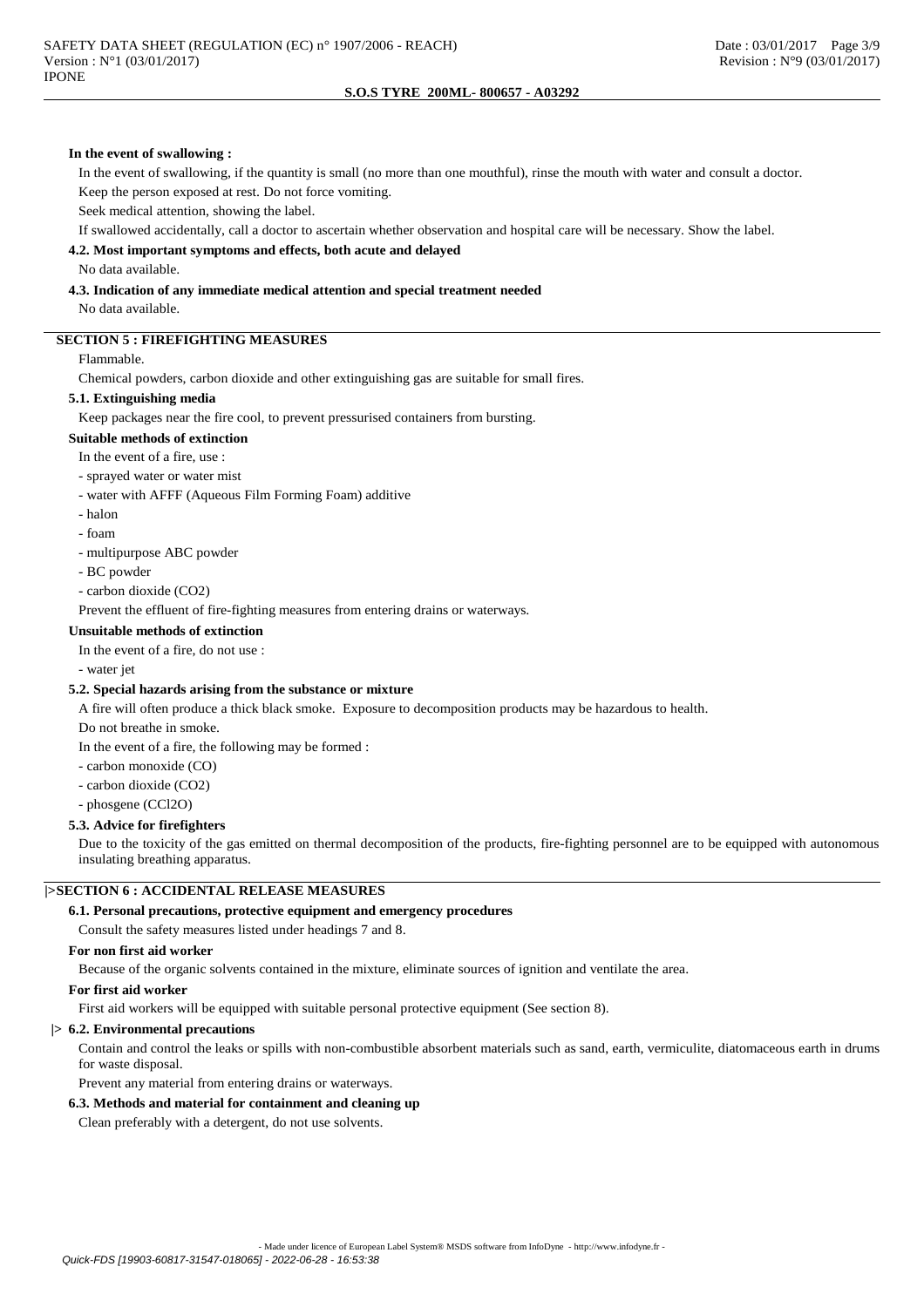**In the event of swallowing :**

In the event of swallowing, if the quantity is small (no more than one mouthful), rinse the mouth with water and consult a doctor.

Keep the person exposed at rest. Do not force vomiting.

Seek medical attention, showing the label.

If swallowed accidentally, call a doctor to ascertain whether observation and hospital care will be necessary. Show the label.

### 4.2. Most important symptoms and effects, both acute and delayed

No data available.

### 4.3. Indication of any immediate medical attention and special treatment needed

No data available.

## SECTION 5 : FIREFIGHTING MEASURES

Flammable.

Chemical powders, carbon dioxide and other extinguishing gas are suitable for small fires.

### 5.1. Extinguishing media

Keep packages near the fire cool, to prevent pressurised containers from bursting.

**Suitable methods of extinction**

In the event of a fire, use :

- sprayed water or water mist
- water with AFFF (Aqueous Film Forming Foam) additive
- halon
- foam
- multipurpose ABC powder
- BC powder
- carbon dioxide ($CO_2$)

Prevent the effluent of fire-fighting measures from entering drains or waterways.

**Unsuitable methods of extinction**

In the event of a fire, do not use :

- water jet

### 5.2. Special hazards arising from the substance or mixture

A fire will often produce a thick black smoke. Exposure to decomposition products may be hazardous to health.

Do not breathe in smoke.

In the event of a fire, the following may be formed :

- carbon monoxide (CO)
- carbon dioxide ($CO_2$)
- phosgene ($CCl_2O$)

### 5.3. Advice for firefighters

Due to the toxicity of the gas emitted on thermal decomposition of the products, fire-fighting personnel are to be equipped with autonomous insulating breathing apparatus.

## |>SECTION 6 : ACCIDENTAL RELEASE MEASURES

### 6.1. Personal precautions, protective equipment and emergency procedures

Consult the safety measures listed under headings 7 and 8.

**For non first aid worker**

Because of the organic solvents contained in the mixture, eliminate sources of ignition and ventilate the area.

**For first aid worker**

First aid workers will be equipped with suitable personal protective equipment (See section 8).

### |> 6.2. Environmental precautions

Contain and control the leaks or spills with non-combustible absorbent materials such as sand, earth, vermiculite, diatomaceous earth in drums for waste disposal.

Prevent any material from entering drains or waterways.

### 6.3. Methods and material for containment and cleaning up

Clean preferably with a detergent, do not use solvents.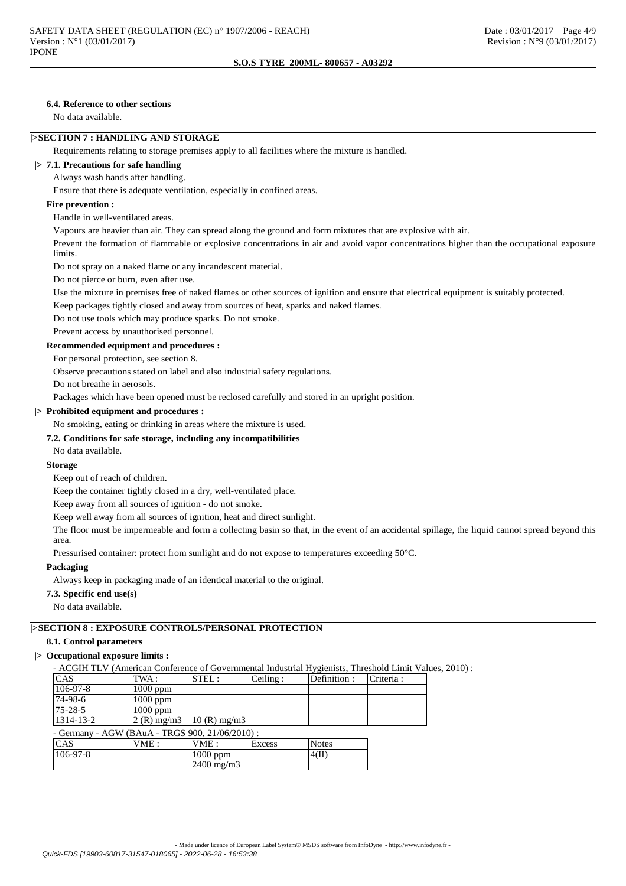**6.4. Reference to other sections**

No data available.

## |>SECTION 7 : HANDLING AND STORAGE

Requirements relating to storage premises apply to all facilities where the mixture is handled.

**|> 7.1. Precautions for safe handling**

Always wash hands after handling.

Ensure that there is adequate ventilation, especially in confined areas.

**Fire prevention :**

Handle in well-ventilated areas.

Vapours are heavier than air. They can spread along the ground and form mixtures that are explosive with air.

Prevent the formation of flammable or explosive concentrations in air and avoid vapor concentrations higher than the occupational exposure limits.

Do not spray on a naked flame or any incandescent material.

Do not pierce or burn, even after use.

Use the mixture in premises free of naked flames or other sources of ignition and ensure that electrical equipment is suitably protected.

Keep packages tightly closed and away from sources of heat, sparks and naked flames.

Do not use tools which may produce sparks. Do not smoke.

Prevent access by unauthorised personnel.

**Recommended equipment and procedures :**

For personal protection, see section 8.

Observe precautions stated on label and also industrial safety regulations.

Do not breathe in aerosols.

Packages which have been opened must be reclosed carefully and stored in an upright position.

**|> Prohibited equipment and procedures :**

No smoking, eating or drinking in areas where the mixture is used.

**7.2. Conditions for safe storage, including any incompatibilities**

No data available.

**Storage**

Keep out of reach of children.

Keep the container tightly closed in a dry, well-ventilated place.

Keep away from all sources of ignition - do not smoke.

Keep well away from all sources of ignition, heat and direct sunlight.

The floor must be impermeable and form a collecting basin so that, in the event of an accidental spillage, the liquid cannot spread beyond this area.

Pressurised container: protect from sunlight and do not expose to temperatures exceeding 50°C.

**Packaging**

Always keep in packaging made of an identical material to the original.

**7.3. Specific end use(s)**

No data available.

## |>SECTION 8 : EXPOSURE CONTROLS/PERSONAL PROTECTION

**8.1. Control parameters**

**|> Occupational exposure limits :**

- ACGIH TLV (American Conference of Governmental Industrial Hygienists, Threshold Limit Values, 2010) :

| CAS | TWA : | STEL : | Ceiling : | Definition : | Criteria : |
|---|---|---|---|---|---|
| 106-97-8 | 1000 ppm | | | | |
| 74-98-6 | 1000 ppm | | | | |
| 75-28-5 | 1000 ppm | | | | |
| 1314-13-2 | 2 (R) mg/m3 | 10 (R) mg/m3 | | | |

- Germany - AGW (BAuA - TRGS 900, 21/06/2010) :

| CAS | VME : | VME : | Excess | Notes |
|---|---|---|---|---|
| 106-97-8 | | 1000 ppm<br>2400 mg/m3 | | 4(II) |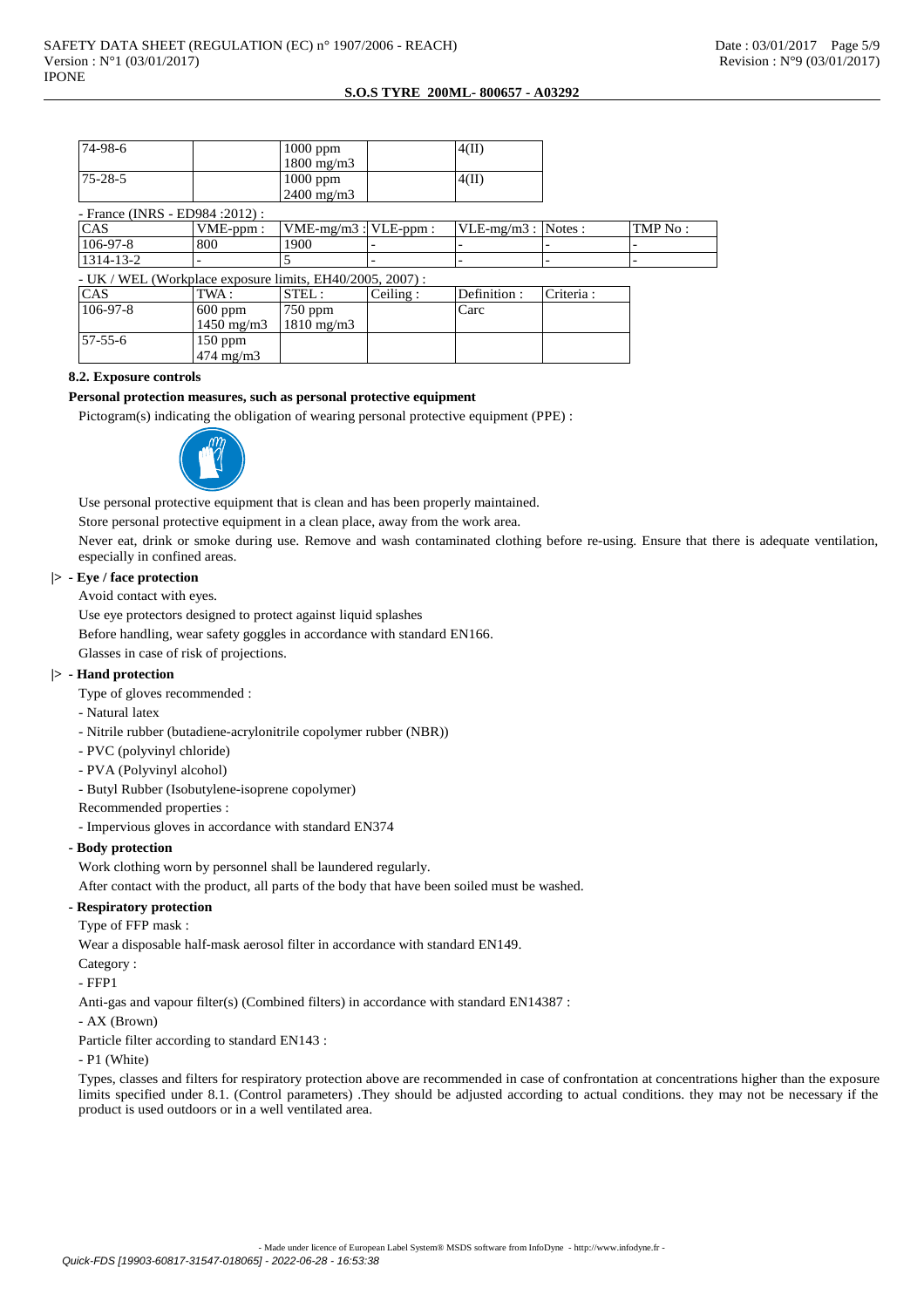| | | | | |
|---|---|---|---|---|
| 74-98-6 | | 1000 ppm<br>1800 mg/m3 | | 4(II) |
| 75-28-5 | | 1000 ppm<br>2400 mg/m3 | | 4(II) |

- France (INRS - ED984 :2012) :

| CAS | VME-ppm : | VME-mg/m3 : | VLE-ppm : | VLE-mg/m3 : | Notes : | TMP No : |
|---|---|---|---|---|---|---|
| 106-97-8 | 800 | 1900 | - | - | - | - |
| 1314-13-2 | - | 5 | - | - | - | - |

- UK / WEL (Workplace exposure limits, EH40/2005, 2007) :

| CAS | TWA : | STEL : | Ceiling : | Definition : | Criteria : |
|---|---|---|---|---|---|
| 106-97-8 | 600 ppm<br>1450 mg/m3 | 750 ppm<br>1810 mg/m3 | | Carc | |
| 57-55-6 | 150 ppm<br>474 mg/m3 | | | | |

**8.2. Exposure controls**

**Personal protection measures, such as personal protective equipment**

Pictogram(s) indicating the obligation of wearing personal protective equipment (PPE) :

Use personal protective equipment that is clean and has been properly maintained.

Store personal protective equipment in a clean place, away from the work area.

Never eat, drink or smoke during use. Remove and wash contaminated clothing before re-using. Ensure that there is adequate ventilation, especially in confined areas.

**|> - Eye / face protection**

Avoid contact with eyes.

Use eye protectors designed to protect against liquid splashes

Before handling, wear safety goggles in accordance with standard EN166.

Glasses in case of risk of projections.

**|> - Hand protection**

Type of gloves recommended :

- Natural latex
- Nitrile rubber (butadiene-acrylonitrile copolymer rubber (NBR))
- PVC (polyvinyl chloride)
- PVA (Polyvinyl alcohol)
- Butyl Rubber (Isobutylene-isoprene copolymer)

Recommended properties :

- Impervious gloves in accordance with standard EN374

**- Body protection**

Work clothing worn by personnel shall be laundered regularly.

After contact with the product, all parts of the body that have been soiled must be washed.

**- Respiratory protection**

Type of FFP mask :

Wear a disposable half-mask aerosol filter in accordance with standard EN149.

Category :

- FFP1

Anti-gas and vapour filter(s) (Combined filters) in accordance with standard EN14387 :

- AX (Brown)

Particle filter according to standard EN143 :

- P1 (White)

Types, classes and filters for respiratory protection above are recommended in case of confrontation at concentrations higher than the exposure limits specified under 8.1. (Control parameters) .They should be adjusted according to actual conditions. they may not be necessary if the product is used outdoors or in a well ventilated area.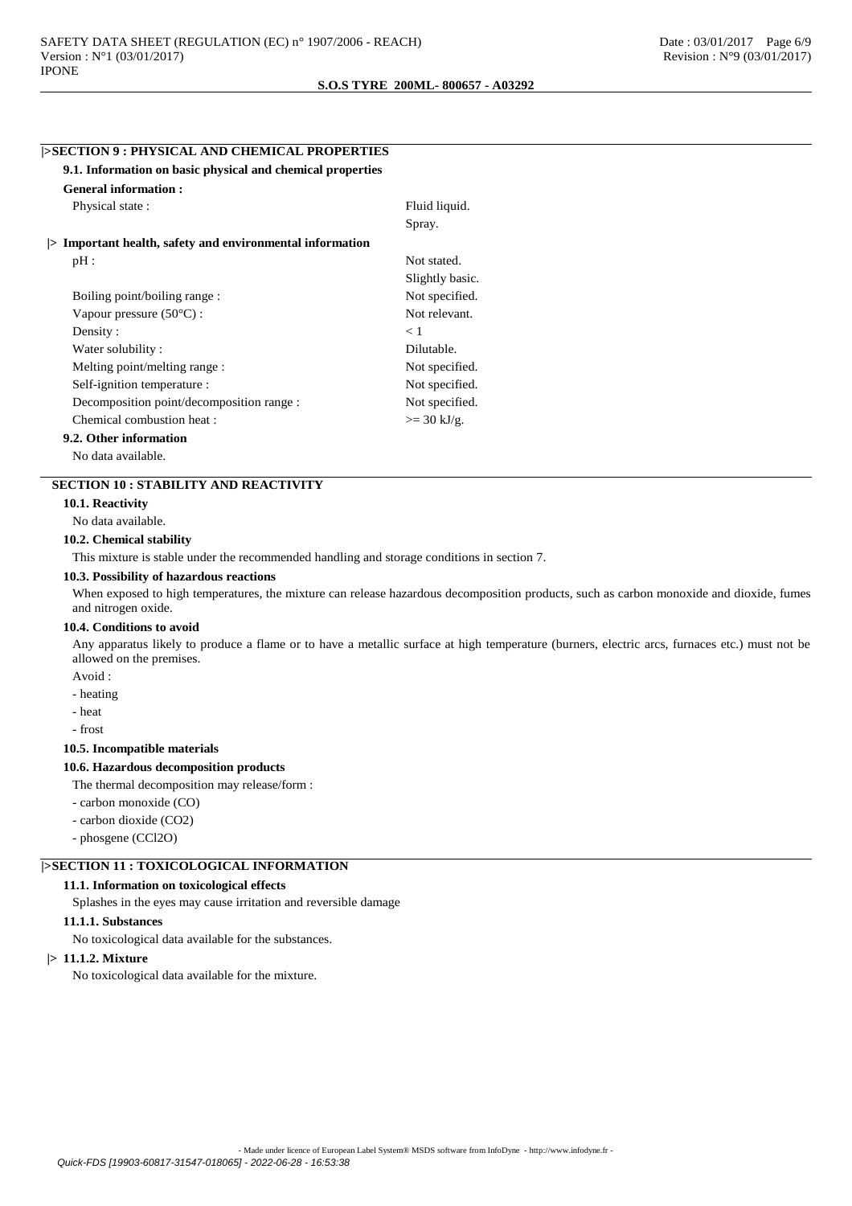## |>SECTION 9 : PHYSICAL AND CHEMICAL PROPERTIES

### 9.1. Information on basic physical and chemical properties

**General information :**

| | |
|---|---|
| Physical state : | Fluid liquid. |
| | Spray. |

**|> Important health, safety and environmental information**

| | |
|---|---|
| pH : | Not stated. |
| | Slightly basic. |
| Boiling point/boiling range : | Not specified. |
| Vapour pressure (50°C) : | Not relevant. |
| Density : | < 1 |
| Water solubility : | Dilutable. |
| Melting point/melting range : | Not specified. |
| Self-ignition temperature : | Not specified. |
| Decomposition point/decomposition range : | Not specified. |
| Chemical combustion heat : | >= 30 kJ/g. |

### 9.2. Other information

No data available.

## SECTION 10 : STABILITY AND REACTIVITY

### 10.1. Reactivity

No data available.

### 10.2. Chemical stability

This mixture is stable under the recommended handling and storage conditions in section 7.

### 10.3. Possibility of hazardous reactions

When exposed to high temperatures, the mixture can release hazardous decomposition products, such as carbon monoxide and dioxide, fumes and nitrogen oxide.

### 10.4. Conditions to avoid

Any apparatus likely to produce a flame or to have a metallic surface at high temperature (burners, electric arcs, furnaces etc.) must not be allowed on the premises.

Avoid :

- heating
- heat
- frost

### 10.5. Incompatible materials

### 10.6. Hazardous decomposition products

The thermal decomposition may release/form :

- carbon monoxide (CO)
- carbon dioxide ($CO_2$)
- phosgene ($CCl_2O$)

## |>SECTION 11 : TOXICOLOGICAL INFORMATION

### 11.1. Information on toxicological effects

Splashes in the eyes may cause irritation and reversible damage

#### 11.1.1. Substances

No toxicological data available for the substances.

#### |> 11.1.2. Mixture

No toxicological data available for the mixture.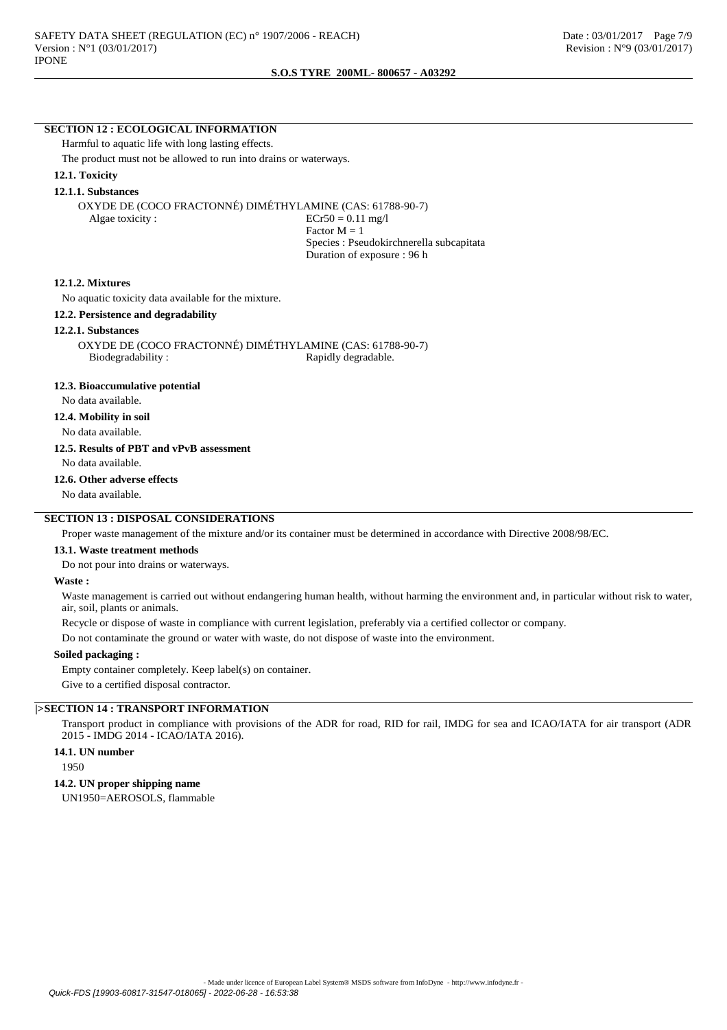## SECTION 12 : ECOLOGICAL INFORMATION

Harmful to aquatic life with long lasting effects.

The product must not be allowed to run into drains or waterways.

### 12.1. Toxicity

#### 12.1.1. Substances

OXYDE DE (COCO FRACTONNÉ) DIMÉTHYLAMINE (CAS: 61788-90-7)

| | |
|---|---|
| Algae toxicity : | ECr50 = 0.11 mg/l<br>Factor M = 1<br>Species : Pseudokirchnerella subcapitata<br>Duration of exposure : 96 h |

#### 12.1.2. Mixtures

No aquatic toxicity data available for the mixture.

### 12.2. Persistence and degradability

#### 12.2.1. Substances

OXYDE DE (COCO FRACTONNÉ) DIMÉTHYLAMINE (CAS: 61788-90-7)

| | |
|---|---|
| Biodegradability : | Rapidly degradable. |

### 12.3. Bioaccumulative potential

No data available.

### 12.4. Mobility in soil

No data available.

### 12.5. Results of PBT and vPvB assessment

No data available.

### 12.6. Other adverse effects

No data available.

## SECTION 13 : DISPOSAL CONSIDERATIONS

Proper waste management of the mixture and/or its container must be determined in accordance with Directive 2008/98/EC.

### 13.1. Waste treatment methods

Do not pour into drains or waterways.

**Waste :**

Waste management is carried out without endangering human health, without harming the environment and, in particular without risk to water, air, soil, plants or animals.

Recycle or dispose of waste in compliance with current legislation, preferably via a certified collector or company.

Do not contaminate the ground or water with waste, do not dispose of waste into the environment.

**Soiled packaging :**

Empty container completely. Keep label(s) on container.

Give to a certified disposal contractor.

## |>SECTION 14 : TRANSPORT INFORMATION

Transport product in compliance with provisions of the ADR for road, RID for rail, IMDG for sea and ICAO/IATA for air transport (ADR 2015 - IMDG 2014 - ICAO/IATA 2016).

### 14.1. UN number

1950

### 14.2. UN proper shipping name

UN1950=AEROSOLS, flammable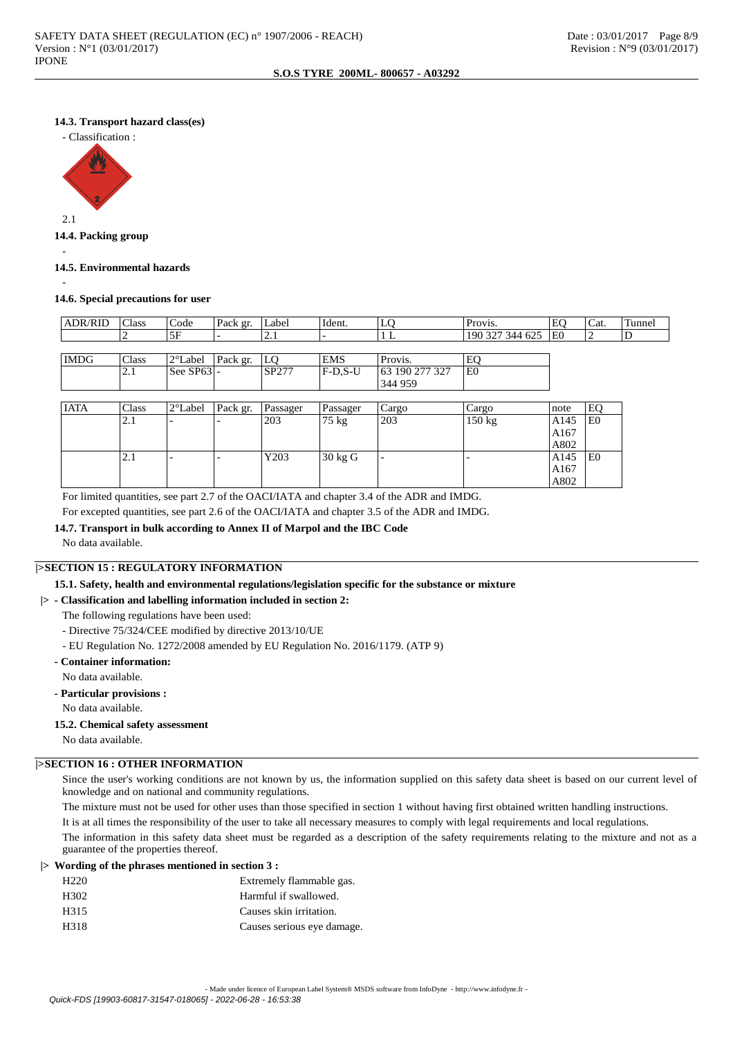#### 14.3. Transport hazard class(es)

- Classification :

2.1

#### 14.4. Packing group

-

#### 14.5. Environmental hazards

-

#### 14.6. Special precautions for user

| ADR/RID | Class | Code | Pack gr. | Label | Ident. | LQ | Provis. | EQ | Cat. | Tunnel |
|---|---|---|---|---|---|---|---|---|---|---|
| | 2 | 5F | - | 2.1 | - | 1 L | 190 327 344 625 | E0 | 2 | D |

| IMDG | Class | 2°Label | Pack gr. | LQ | EMS | Provis. | EQ |
|---|---|---|---|---|---|---|---|
| | 2.1 | See SP63 | - | SP277 | F-D,S-U | 63 190 277 327 344 959 | E0 |

| IATA | Class | 2°Label | Pack gr. | Passager | Passager | Cargo | Cargo | note | EQ |
|---|---|---|---|---|---|---|---|---|---|
| | 2.1 | - | - | 203 | 75 kg | 203 | 150 kg | A145 A167 A802 | E0 |
| | 2.1 | - | - | Y203 | 30 kg G | - | - | A145 A167 A802 | E0 |

For limited quantities, see part 2.7 of the OACI/IATA and chapter 3.4 of the ADR and IMDG.

For excepted quantities, see part 2.6 of the OACI/IATA and chapter 3.5 of the ADR and IMDG.

#### 14.7. Transport in bulk according to Annex II of Marpol and the IBC Code

No data available.

## |>SECTION 15 : REGULATORY INFORMATION

#### 15.1. Safety, health and environmental regulations/legislation specific for the substance or mixture

**|> - Classification and labelling information included in section 2:**

The following regulations have been used:

- Directive 75/324/CEE modified by directive 2013/10/UE
- EU Regulation No. 1272/2008 amended by EU Regulation No. 2016/1179. (ATP 9)

**- Container information:**

No data available.

**- Particular provisions :**

No data available.

#### 15.2. Chemical safety assessment

No data available.

## |>SECTION 16 : OTHER INFORMATION

Since the user's working conditions are not known by us, the information supplied on this safety data sheet is based on our current level of knowledge and on national and community regulations.

The mixture must not be used for other uses than those specified in section 1 without having first obtained written handling instructions.

It is at all times the responsibility of the user to take all necessary measures to comply with legal requirements and local regulations.

The information in this safety data sheet must be regarded as a description of the safety requirements relating to the mixture and not as a guarantee of the properties thereof.

**|> Wording of the phrases mentioned in section 3 :**

| | |
|---|---|
| H220 | Extremely flammable gas. |
| H302 | Harmful if swallowed. |
| H315 | Causes skin irritation. |
| H318 | Causes serious eye damage. |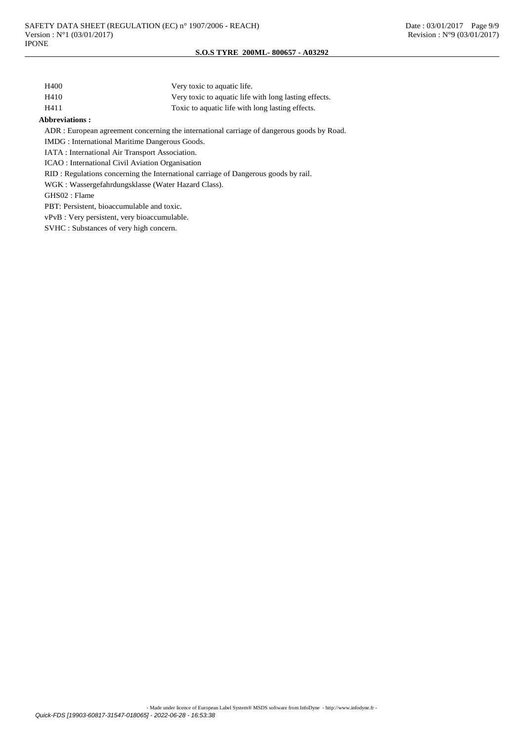| | |
|---|---|
| H400 | Very toxic to aquatic life. |
| H410 | Very toxic to aquatic life with long lasting effects. |
| H411 | Toxic to aquatic life with long lasting effects. |

**Abbreviations :**

ADR : European agreement concerning the international carriage of dangerous goods by Road.

IMDG : International Maritime Dangerous Goods.

IATA : International Air Transport Association.

ICAO : International Civil Aviation Organisation

RID : Regulations concerning the International carriage of Dangerous goods by rail.

WGK : Wassergefahrdungsklasse (Water Hazard Class).

GHS02 : Flame

PBT: Persistent, bioaccumulable and toxic.

vPvB : Very persistent, very bioaccumulable.

SVHC : Substances of very high concern.